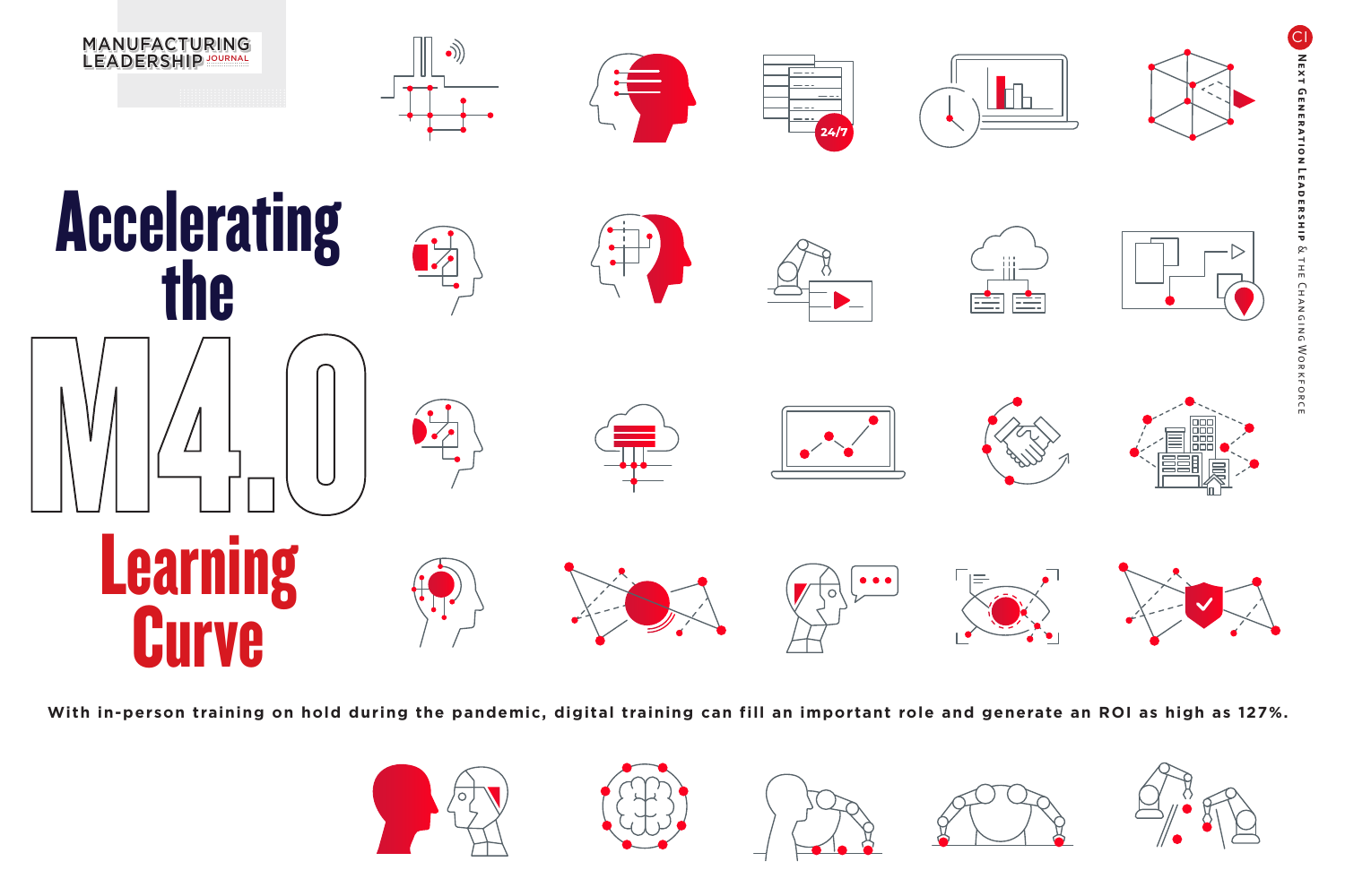MANUFACTURING LEADERSHIP JOURNAL

NEXT GENERATION LEADERSHIP & THE CHANGING WORKFORCE

# Accelerating the M4.0 Learning Curve

**With in-person training on hold during the pandemic, digital training can fill an important role and generate an ROI as high as 127%.**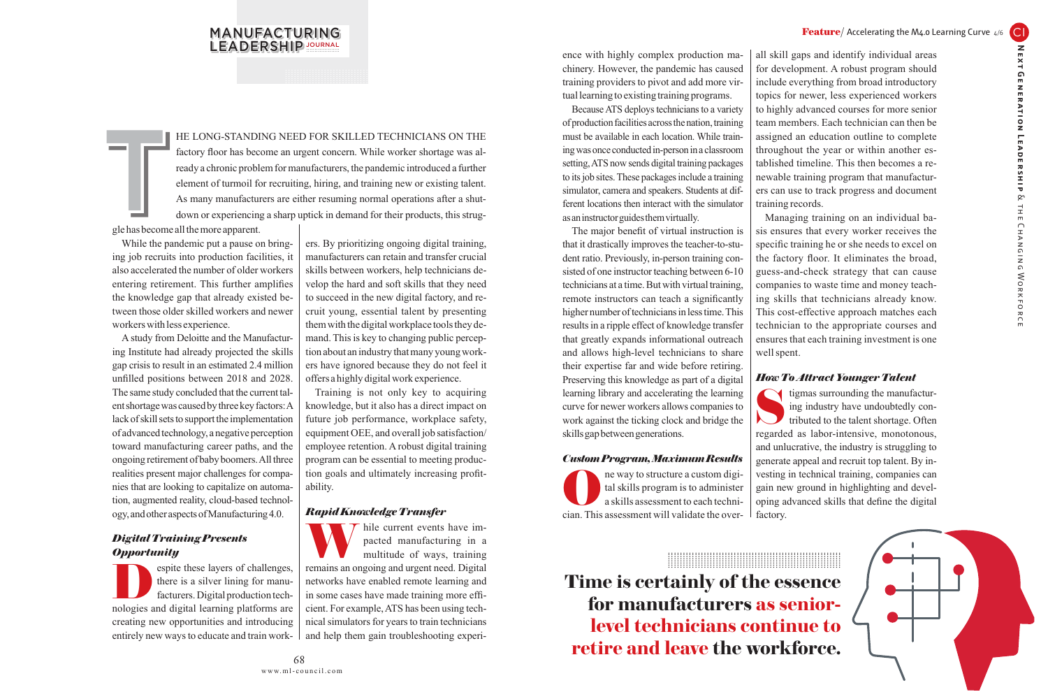THE LONG-STANDING NEED FOR SKILLED TECHNICIANS ON THE factory floor has become an urgent concern. While worker shortage was already a chronic problem for manufacturers, the pandemic introduced a further element of turmoil for recruiting, hiring, and training new or existing talent. As many manufacturers are either resuming normal operations after a shutdown or experiencing a sharp uptick in demand for their products, this struggle has become all the more apparent.

While the pandemic put a pause on bringing job recruits into production facilities, it also accelerated the number of older workers entering retirement. This further amplifies the knowledge gap that already existed between those older skilled workers and newer workers with less experience.

A study from Deloitte and the Manufacturing Institute had already projected the skills gap crisis to result in an estimated 2.4 million unfilled positions between 2018 and 2028. The same study concluded that the current talent shortage was caused by three key factors: A lack of skill sets to support the implementation of advanced technology, a negative perception toward manufacturing career paths, and the ongoing retirement of baby boomers. All three realities present major challenges for companies that are looking to capitalize on automation, augmented reality, cloud-based technology, and other aspects of Manufacturing 4.0.

### *Digital Training Presents Opportunity*

Despite these layers of challenges, there is a silver lining for manufacturers. Digital production technologies and digital learning platforms are creating new opportunities and introducing entirely new ways to educate and train workers. By prioritizing ongoing digital training, manufacturers can retain and transfer crucial skills between workers, help technicians develop the hard and soft skills that they need to succeed in the new digital factory, and recruit young, essential talent by presenting them with the digital workplace tools they demand. This is key to changing public perception about an industry that many young workers have ignored because they do not feel it offers a highly digital work experience.

Training is not only key to acquiring knowledge, but it also has a direct impact on future job performance, workplace safety, equipment OEE, and overall job satisfaction/employee retention. A robust digital training program can be essential to meeting production goals and ultimately increasing profitability.

### *Rapid Knowledge Transfer*

While current events have impacted manufacturing in a multitude of ways, training remains an ongoing and urgent need. Digital networks have enabled remote learning and in some cases have made training more efficient. For example, ATS has been using technical simulators for years to train technicians and help them gain troubleshooting experience with highly complex production machinery. However, the pandemic has caused training providers to pivot and add more virtual learning to existing training programs.

Because ATS deploys technicians to a variety of production facilities across the nation, training must be available in each location. While training was once conducted in-person in a classroom setting, ATS now sends digital training packages to its job sites. These packages include a training simulator, camera and speakers. Students at different locations then interact with the simulator as an instructor guides them virtually.

The major benefit of virtual instruction is that it drastically improves the teacher-to-student ratio. Previously, in-person training consisted of one instructor teaching between 6-10 technicians at a time. But with virtual training, remote instructors can teach a significantly higher number of technicians in less time. This results in a ripple effect of knowledge transfer that greatly expands informational outreach and allows high-level technicians to share their expertise far and wide before retiring. Preserving this knowledge as part of a digital learning library and accelerating the learning curve for newer workers allows companies to work against the ticking clock and bridge the skills gap between generations.

### *Custom Program, Maximum Results*

One way to structure a custom digital skills program is to administer a skills assessment to each technician. This assessment will validate the overall skill gaps and identify individual areas for development. A robust program should include everything from broad introductory topics for newer, less experienced workers to highly advanced courses for more senior team members. Each technician can then be assigned an education outline to complete throughout the year or within another established timeline. This then becomes a renewable training program that manufacturers can use to track progress and document training records.

Managing training on an individual basis ensures that every worker receives the specific training he or she needs to excel on the factory floor. It eliminates the broad, guess-and-check strategy that can cause companies to waste time and money teaching skills that technicians already know. This cost-effective approach matches each technician to the appropriate courses and ensures that each training investment is one well spent.

### *How To Attract Younger Talent*

Stigmas surrounding the manufacturing industry have undoubtedly contributed to the talent shortage. Often regarded as labor-intensive, monotonous, and unlucrative, the industry is struggling to generate appeal and recruit top talent. By investing in technical training, companies can gain new ground in highlighting and developing advanced skills that define the digital factory.

**Time is certainly of the essence for manufacturers as senior-level technicians continue to retire and leave the workforce.**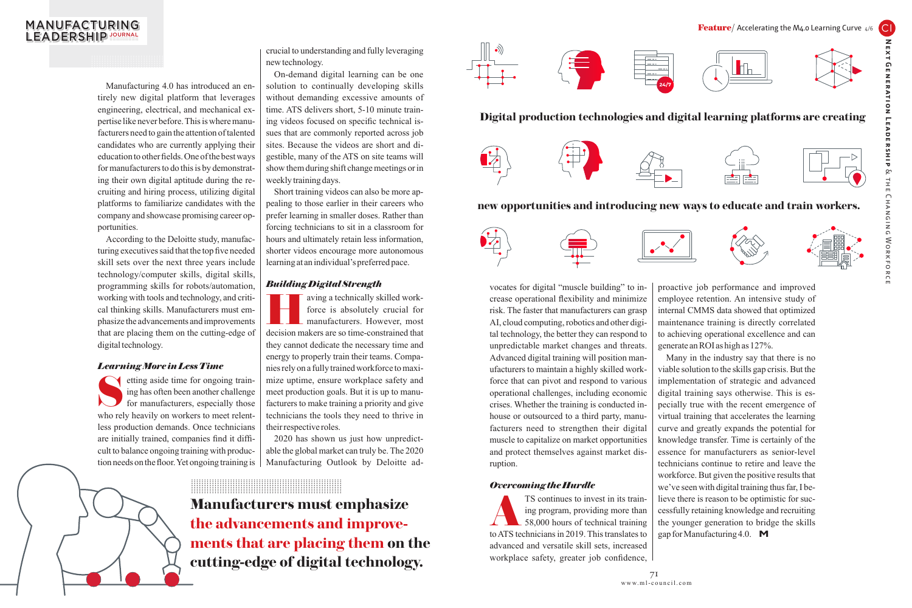Manufacturing 4.0 has introduced an entirely new digital platform that leverages engineering, electrical, and mechanical expertise like never before. This is where manufacturers need to gain the attention of talented candidates who are currently applying their education to other fields. One of the best ways for manufacturers to do this is by demonstrating their own digital aptitude during the recruiting and hiring process, utilizing digital platforms to familiarize candidates with the company and showcase promising career opportunities.

According to the Deloitte study, manufacturing executives said that the top five needed skill sets over the next three years include technology/computer skills, digital skills, programming skills for robots/automation, working with tools and technology, and critical thinking skills. Manufacturers must emphasize the advancements and improvements that are placing them on the cutting-edge of digital technology.

### *Learning More in Less Time*

Setting aside time for ongoing training has often been another challenge for manufacturers, especially those who rely heavily on workers to meet relentless production demands. Once technicians are initially trained, companies find it difficult to balance ongoing training with production needs on the floor. Yet ongoing training is crucial to understanding and fully leveraging new technology.

On-demand digital learning can be one solution to continually developing skills without demanding excessive amounts of time. ATS delivers short, 5-10 minute training videos focused on specific technical issues that are commonly reported across job sites. Because the videos are short and digestible, many of the ATS on site teams will show them during shift change meetings or in weekly training days.

Short training videos can also be more appealing to those earlier in their careers who prefer learning in smaller doses. Rather than forcing technicians to sit in a classroom for hours and ultimately retain less information, shorter videos encourage more autonomous learning at an individual's preferred pace.

**Manufacturers must emphasize the advancements and improvements that are placing them on the cutting-edge of digital technology.**

### *Building Digital Strength*

Having a technically skilled workforce is absolutely crucial for manufacturers. However, most decision makers are so time-constrained that they cannot dedicate the necessary time and energy to properly train their teams. Companies rely on a fully trained workforce to maximize uptime, ensure workplace safety and meet production goals. But it is up to manufacturers to make training a priority and give technicians the tools they need to thrive in their respective roles.

2020 has shown us just how unpredictable the global market can truly be. The 2020 Manufacturing Outlook by Deloitte advocates for digital "muscle building" to increase operational flexibility and minimize risk. The faster that manufacturers can grasp AI, cloud computing, robotics and other digital technology, the better they can respond to unpredictable market changes and threats. Advanced digital training will position manufacturers to maintain a highly skilled workforce that can pivot and respond to various operational challenges, including economic crises. Whether the training is conducted in-house or outsourced to a third party, manufacturers need to strengthen their digital muscle to capitalize on market opportunities and protect themselves against market disruption.

**Digital production technologies and digital learning platforms are creating new opportunities and introducing new ways to educate and train workers.**

### *Overcoming the Hurdle*

ATS continues to invest in its training program, providing more than 58,000 hours of technical training to ATS technicians in 2019. This translates to advanced and versatile skill sets, increased workplace safety, greater job confidence, proactive job performance and improved employee retention. An intensive study of internal CMMS data showed that optimized maintenance training is directly correlated to achieving operational excellence and can generate an ROI as high as 127%.

Many in the industry say that there is no viable solution to the skills gap crisis. But the implementation of strategic and advanced digital training says otherwise. This is especially true with the recent emergence of virtual training that accelerates the learning curve and greatly expands the potential for knowledge transfer. Time is certainly of the essence for manufacturers as senior-level technicians continue to retire and leave the workforce. But given the positive results that we've seen with digital training thus far, I believe there is reason to be optimistic for successfully retaining knowledge and recruiting the younger generation to bridge the skills gap for Manufacturing 4.0.